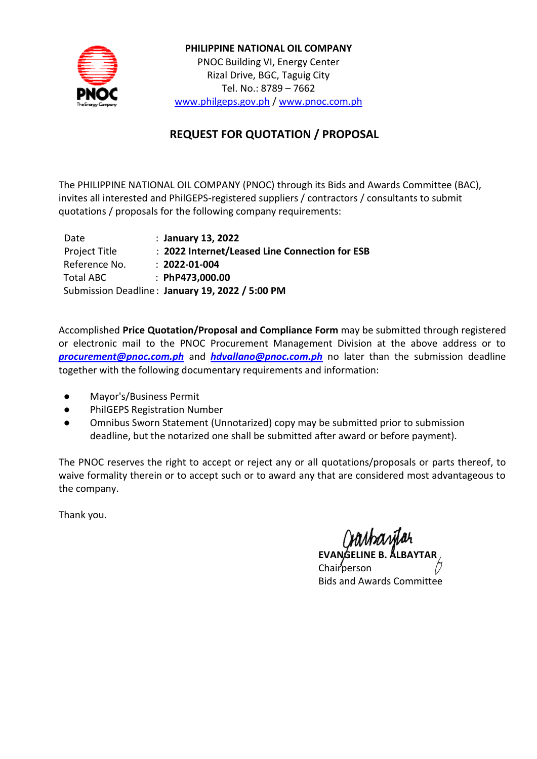**PHILIPPINE NATIONAL OIL COMPANY**
PNOC Building VI, Energy Center
Rizal Drive, BGC, Taguig City
Tel. No.: 8789 – 7662
www.philgeps.gov.ph / www.pnoc.com.ph

## REQUEST FOR QUOTATION / PROPOSAL

The PHILIPPINE NATIONAL OIL COMPANY (PNOC) through its Bids and Awards Committee (BAC), invites all interested and PhilGEPS-registered suppliers / contractors / consultants to submit quotations / proposals for the following company requirements:

| | |
|---|---|
| Date | : **January 13, 2022** |
| Project Title | : **2022 Internet/Leased Line Connection for ESB** |
| Reference No. | : **2022-01-004** |
| Total ABC | : **PhP473,000.00** |
| Submission Deadline | : **January 19, 2022 / 5:00 PM** |

Accomplished **Price Quotation/Proposal and Compliance Form** may be submitted through registered or electronic mail to the PNOC Procurement Management Division at the above address or to ***procurement@pnoc.com.ph*** and ***hdvallano@pnoc.com.ph*** no later than the submission deadline together with the following documentary requirements and information:

- Mayor's/Business Permit
- PhilGEPS Registration Number
- Omnibus Sworn Statement (Unnotarized) copy may be submitted prior to submission deadline, but the notarized one shall be submitted after award or before payment).

The PNOC reserves the right to accept or reject any or all quotations/proposals or parts thereof, to waive formality therein or to accept such or to award any that are considered most advantageous to the company.

Thank you.

**EVANGELINE B. ALBAYTAR**
Chairperson
Bids and Awards Committee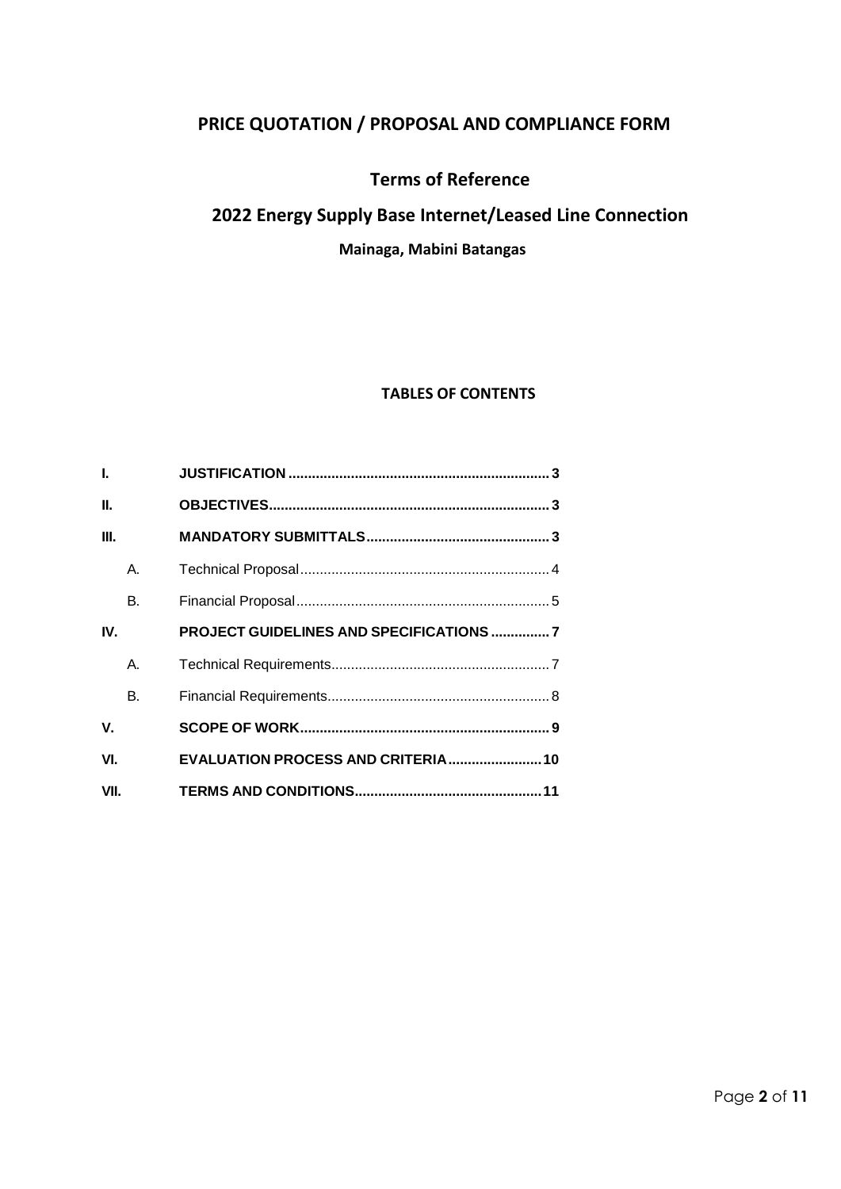# PRICE QUOTATION / PROPOSAL AND COMPLIANCE FORM

## Terms of Reference

## 2022 Energy Supply Base Internet/Leased Line Connection

### Mainaga, Mabini Batangas

**TABLES OF CONTENTS**

| | | |
|---|---|---|
| **I.** | **JUSTIFICATION** | **3** |
| **II.** | **OBJECTIVES** | **3** |
| **III.** | **MANDATORY SUBMITTALS** | **3** |
| A. | Technical Proposal | 4 |
| B. | Financial Proposal | 5 |
| **IV.** | **PROJECT GUIDELINES AND SPECIFICATIONS** | **7** |
| A. | Technical Requirements | 7 |
| B. | Financial Requirements | 8 |
| **V.** | **SCOPE OF WORK** | **9** |
| **VI.** | **EVALUATION PROCESS AND CRITERIA** | **10** |
| **VII.** | **TERMS AND CONDITIONS** | **11** |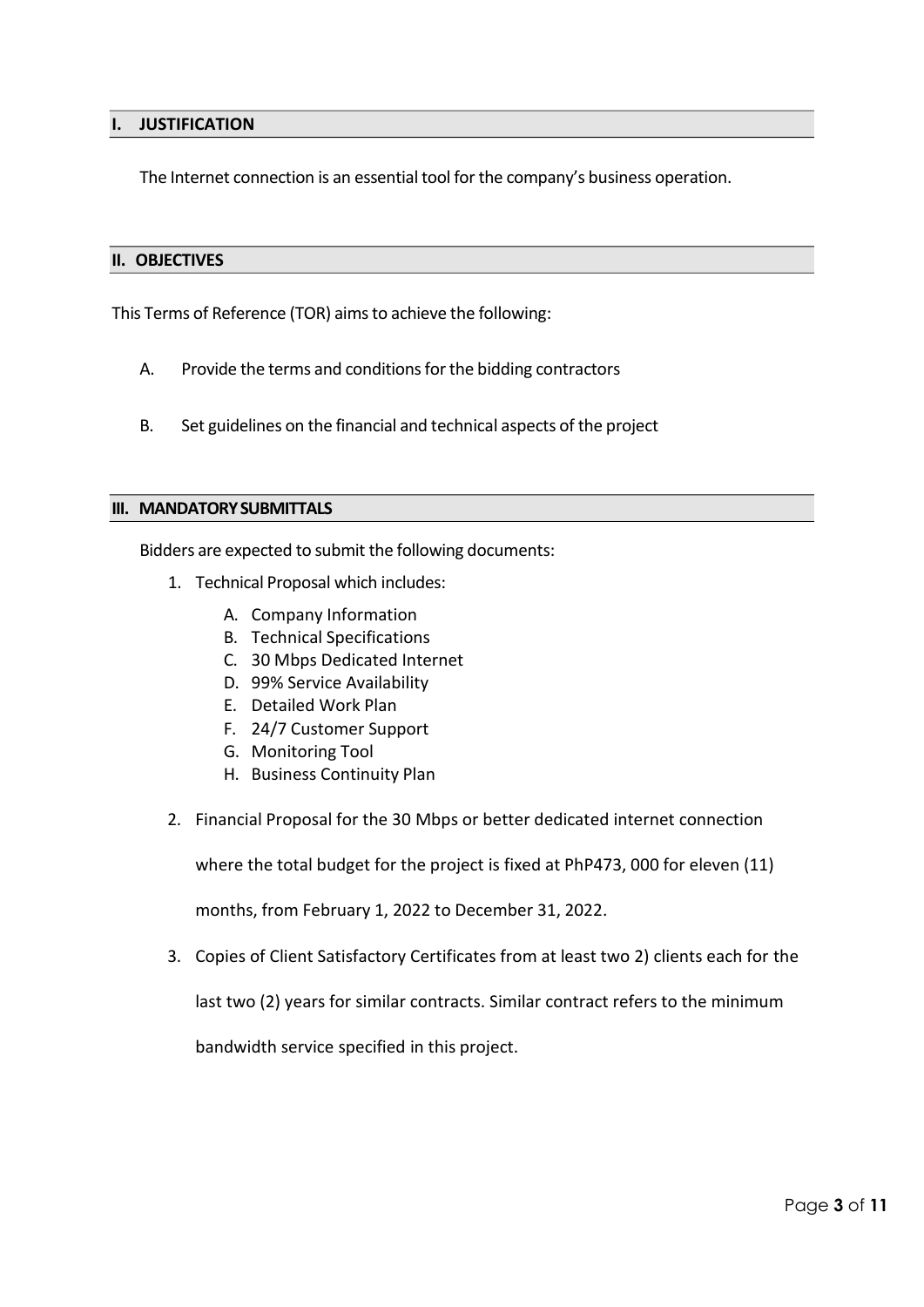## I. JUSTIFICATION

The Internet connection is an essential tool for the company's business operation.

## II. OBJECTIVES

This Terms of Reference (TOR) aims to achieve the following:

A. Provide the terms and conditions for the bidding contractors

B. Set guidelines on the financial and technical aspects of the project

## III. MANDATORY SUBMITTALS

Bidders are expected to submit the following documents:

1. Technical Proposal which includes:
   - A. Company Information
   - B. Technical Specifications
   - C. 30 Mbps Dedicated Internet
   - D. 99% Service Availability
   - E. Detailed Work Plan
   - F. 24/7 Customer Support
   - G. Monitoring Tool
   - H. Business Continuity Plan

2. Financial Proposal for the 30 Mbps or better dedicated internet connection where the total budget for the project is fixed at PhP473, 000 for eleven (11) months, from February 1, 2022 to December 31, 2022.

3. Copies of Client Satisfactory Certificates from at least two 2) clients each for the last two (2) years for similar contracts. Similar contract refers to the minimum bandwidth service specified in this project.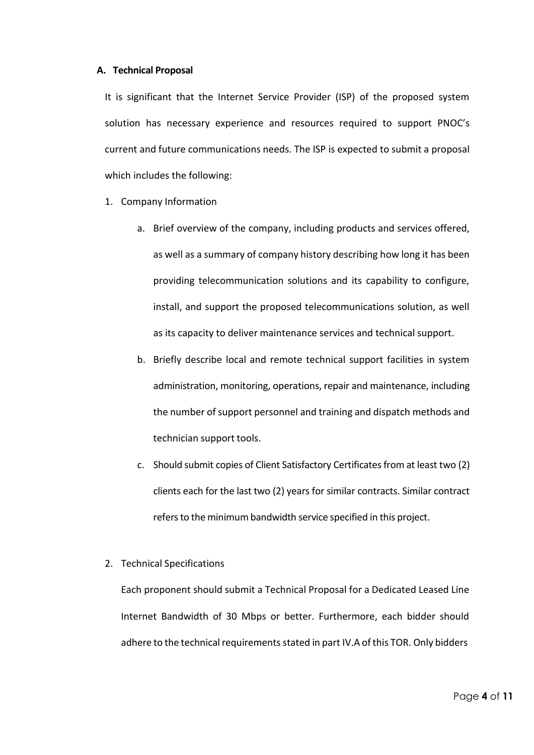## A. Technical Proposal

It is significant that the Internet Service Provider (ISP) of the proposed system solution has necessary experience and resources required to support PNOC's current and future communications needs. The ISP is expected to submit a proposal which includes the following:

1. Company Information

    a. Brief overview of the company, including products and services offered, as well as a summary of company history describing how long it has been providing telecommunication solutions and its capability to configure, install, and support the proposed telecommunications solution, as well as its capacity to deliver maintenance services and technical support.

    b. Briefly describe local and remote technical support facilities in system administration, monitoring, operations, repair and maintenance, including the number of support personnel and training and dispatch methods and technician support tools.

    c. Should submit copies of Client Satisfactory Certificates from at least two (2) clients each for the last two (2) years for similar contracts. Similar contract refers to the minimum bandwidth service specified in this project.

2. Technical Specifications

    Each proponent should submit a Technical Proposal for a Dedicated Leased Line Internet Bandwidth of 30 Mbps or better. Furthermore, each bidder should adhere to the technical requirements stated in part IV.A of this TOR. Only bidders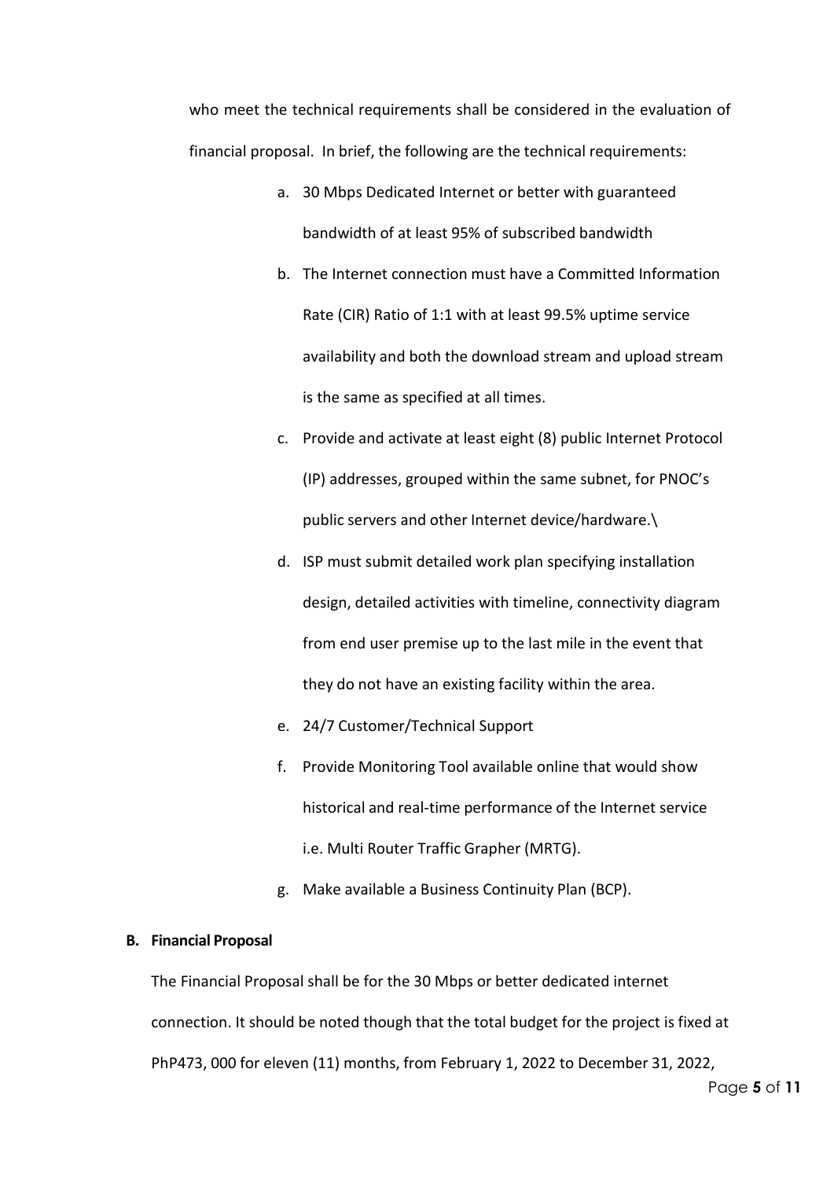who meet the technical requirements shall be considered in the evaluation of financial proposal. In brief, the following are the technical requirements:

a. 30 Mbps Dedicated Internet or better with guaranteed bandwidth of at least 95% of subscribed bandwidth
b. The Internet connection must have a Committed Information Rate (CIR) Ratio of 1:1 with at least 99.5% uptime service availability and both the download stream and upload stream is the same as specified at all times.
c. Provide and activate at least eight (8) public Internet Protocol (IP) addresses, grouped within the same subnet, for PNOC's public servers and other Internet device/hardware.\
d. ISP must submit detailed work plan specifying installation design, detailed activities with timeline, connectivity diagram from end user premise up to the last mile in the event that they do not have an existing facility within the area.
e. 24/7 Customer/Technical Support
f. Provide Monitoring Tool available online that would show historical and real-time performance of the Internet service i.e. Multi Router Traffic Grapher (MRTG).
g. Make available a Business Continuity Plan (BCP).

**B. Financial Proposal**

The Financial Proposal shall be for the 30 Mbps or better dedicated internet connection. It should be noted though that the total budget for the project is fixed at PhP473, 000 for eleven (11) months, from February 1, 2022 to December 31, 2022,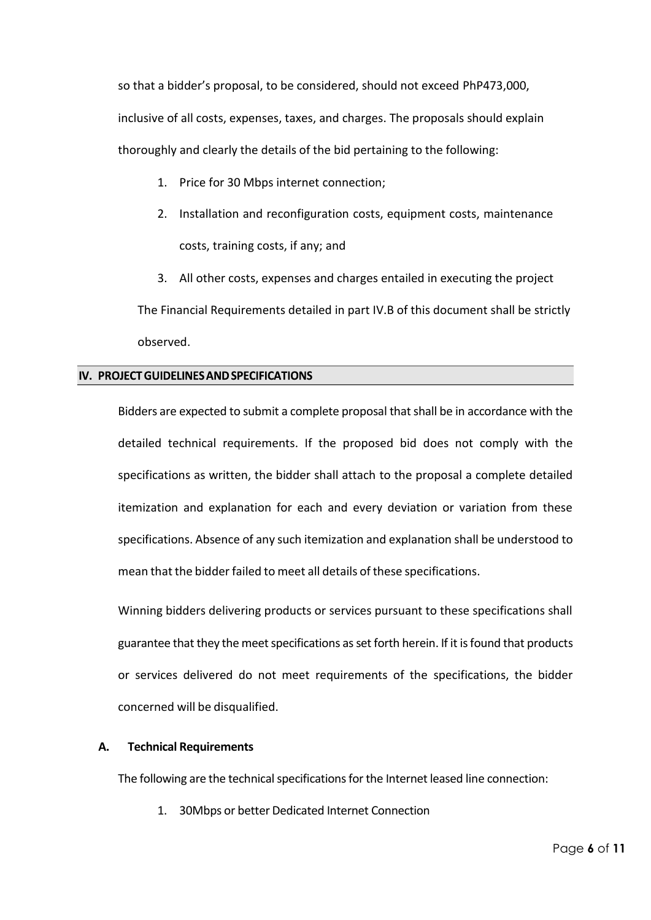so that a bidder's proposal, to be considered, should not exceed PhP473,000, inclusive of all costs, expenses, taxes, and charges. The proposals should explain thoroughly and clearly the details of the bid pertaining to the following:

1. Price for 30 Mbps internet connection;
2. Installation and reconfiguration costs, equipment costs, maintenance costs, training costs, if any; and
3. All other costs, expenses and charges entailed in executing the project

The Financial Requirements detailed in part IV.B of this document shall be strictly observed.

## IV. PROJECT GUIDELINES AND SPECIFICATIONS

Bidders are expected to submit a complete proposal that shall be in accordance with the detailed technical requirements. If the proposed bid does not comply with the specifications as written, the bidder shall attach to the proposal a complete detailed itemization and explanation for each and every deviation or variation from these specifications. Absence of any such itemization and explanation shall be understood to mean that the bidder failed to meet all details of these specifications.

Winning bidders delivering products or services pursuant to these specifications shall guarantee that they the meet specifications as set forth herein. If it is found that products or services delivered do not meet requirements of the specifications, the bidder concerned will be disqualified.

### A. Technical Requirements

The following are the technical specifications for the Internet leased line connection:

1. 30Mbps or better Dedicated Internet Connection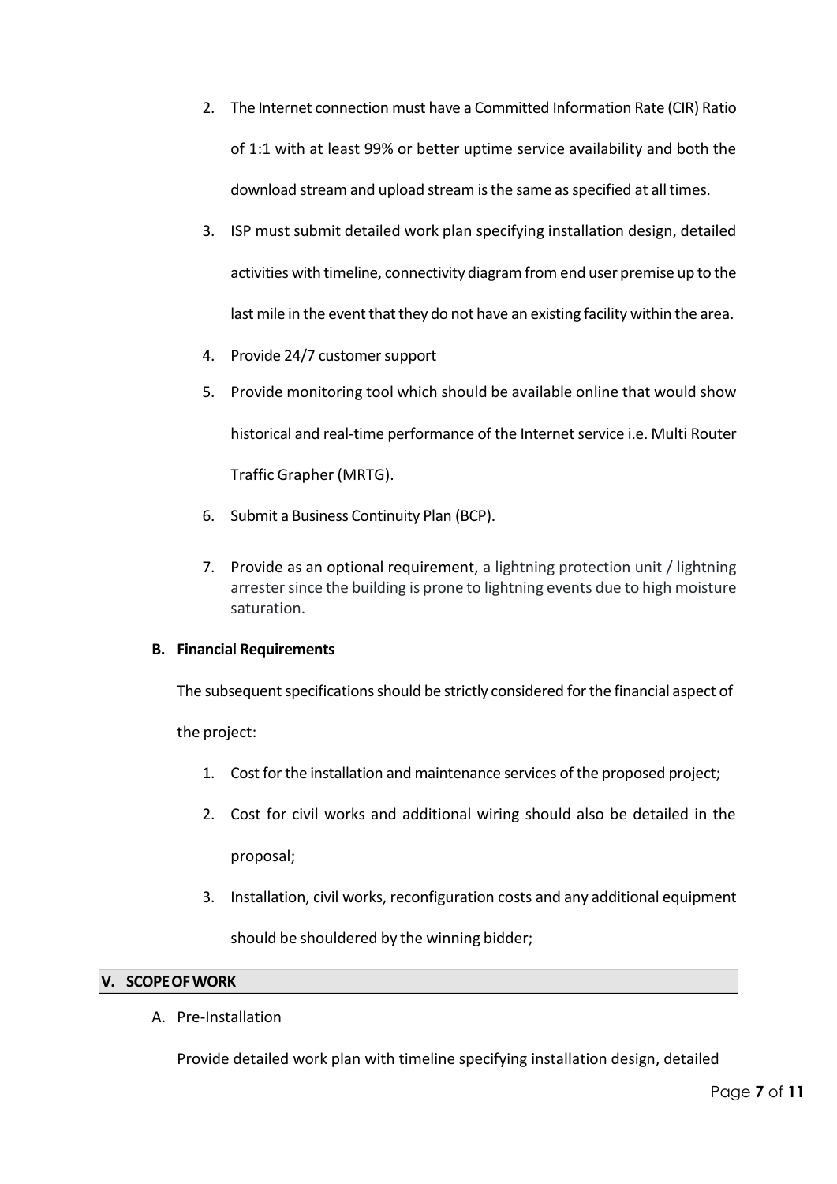2. The Internet connection must have a Committed Information Rate (CIR) Ratio of 1:1 with at least 99% or better uptime service availability and both the download stream and upload stream is the same as specified at all times.
3. ISP must submit detailed work plan specifying installation design, detailed activities with timeline, connectivity diagram from end user premise up to the last mile in the event that they do not have an existing facility within the area.
4. Provide 24/7 customer support
5. Provide monitoring tool which should be available online that would show historical and real-time performance of the Internet service i.e. Multi Router Traffic Grapher (MRTG).
6. Submit a Business Continuity Plan (BCP).
7. Provide as an optional requirement, a lightning protection unit / lightning arrester since the building is prone to lightning events due to high moisture saturation.

**B. Financial Requirements**

The subsequent specifications should be strictly considered for the financial aspect of the project:

1. Cost for the installation and maintenance services of the proposed project;
2. Cost for civil works and additional wiring should also be detailed in the proposal;
3. Installation, civil works, reconfiguration costs and any additional equipment should be shouldered by the winning bidder;

## V. SCOPE OF WORK

A. Pre-Installation

Provide detailed work plan with timeline specifying installation design, detailed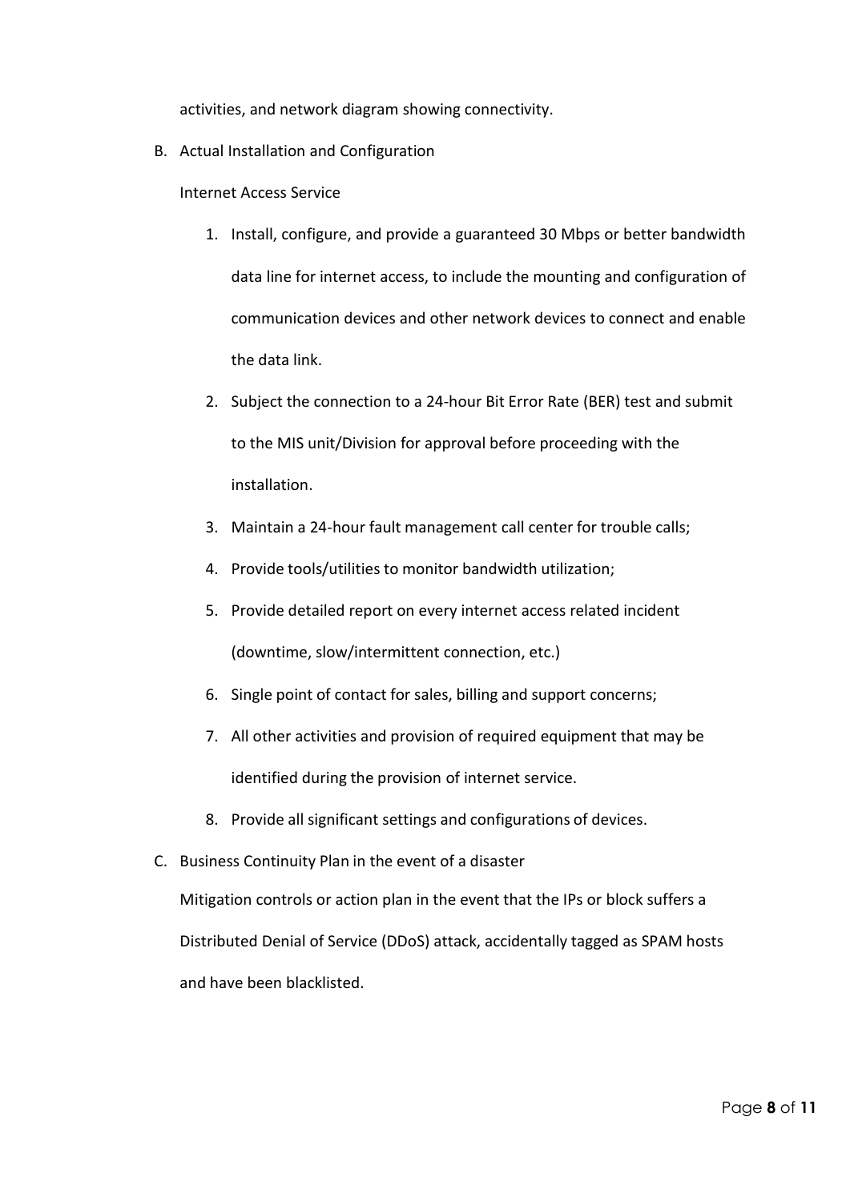activities, and network diagram showing connectivity.

B. Actual Installation and Configuration

   Internet Access Service

   1. Install, configure, and provide a guaranteed 30 Mbps or better bandwidth data line for internet access, to include the mounting and configuration of communication devices and other network devices to connect and enable the data link.
   2. Subject the connection to a 24-hour Bit Error Rate (BER) test and submit to the MIS unit/Division for approval before proceeding with the installation.
   3. Maintain a 24-hour fault management call center for trouble calls;
   4. Provide tools/utilities to monitor bandwidth utilization;
   5. Provide detailed report on every internet access related incident (downtime, slow/intermittent connection, etc.)
   6. Single point of contact for sales, billing and support concerns;
   7. All other activities and provision of required equipment that may be identified during the provision of internet service.
   8. Provide all significant settings and configurations of devices.

C. Business Continuity Plan in the event of a disaster

   Mitigation controls or action plan in the event that the IPs or block suffers a Distributed Denial of Service (DDoS) attack, accidentally tagged as SPAM hosts and have been blacklisted.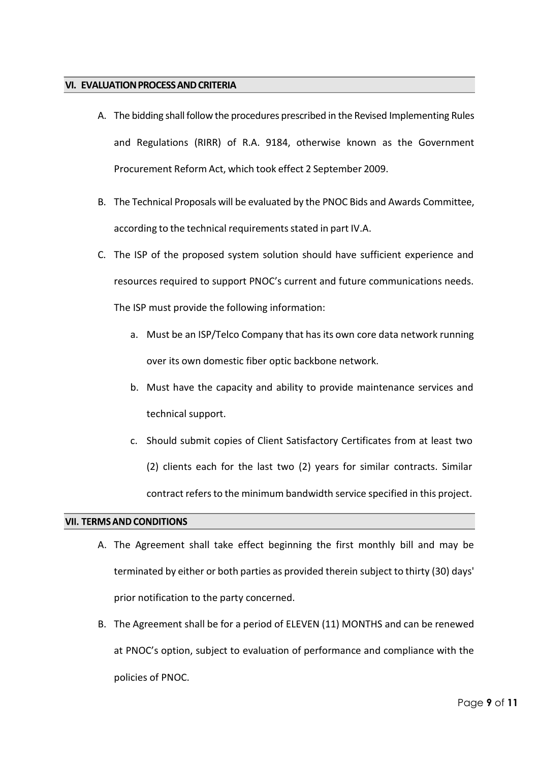## VI. EVALUATION PROCESS AND CRITERIA

A. The bidding shall follow the procedures prescribed in the Revised Implementing Rules and Regulations (RIRR) of R.A. 9184, otherwise known as the Government Procurement Reform Act, which took effect 2 September 2009.

B. The Technical Proposals will be evaluated by the PNOC Bids and Awards Committee, according to the technical requirements stated in part IV.A.

C. The ISP of the proposed system solution should have sufficient experience and resources required to support PNOC's current and future communications needs. The ISP must provide the following information:

   a. Must be an ISP/Telco Company that has its own core data network running over its own domestic fiber optic backbone network.

   b. Must have the capacity and ability to provide maintenance services and technical support.

   c. Should submit copies of Client Satisfactory Certificates from at least two (2) clients each for the last two (2) years for similar contracts. Similar contract refers to the minimum bandwidth service specified in this project.

## VII. TERMS AND CONDITIONS

A. The Agreement shall take effect beginning the first monthly bill and may be terminated by either or both parties as provided therein subject to thirty (30) days' prior notification to the party concerned.

B. The Agreement shall be for a period of ELEVEN (11) MONTHS and can be renewed at PNOC's option, subject to evaluation of performance and compliance with the policies of PNOC.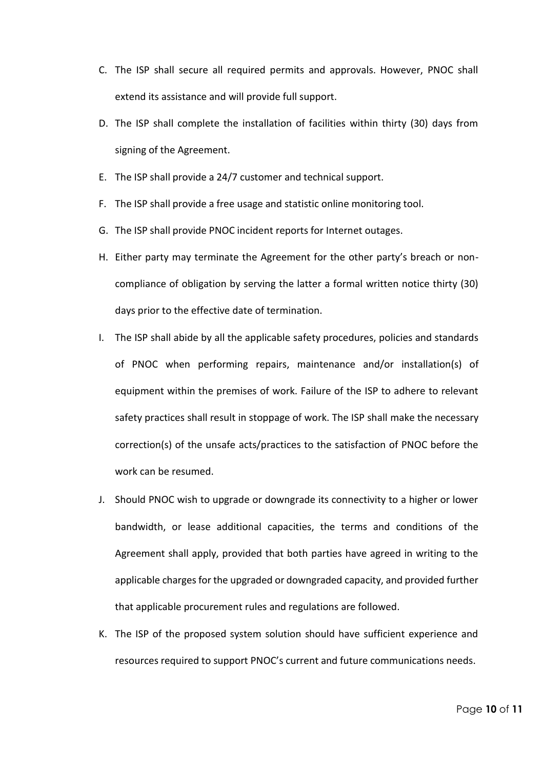C. The ISP shall secure all required permits and approvals. However, PNOC shall extend its assistance and will provide full support.

D. The ISP shall complete the installation of facilities within thirty (30) days from signing of the Agreement.

E. The ISP shall provide a 24/7 customer and technical support.

F. The ISP shall provide a free usage and statistic online monitoring tool.

G. The ISP shall provide PNOC incident reports for Internet outages.

H. Either party may terminate the Agreement for the other party's breach or non-compliance of obligation by serving the latter a formal written notice thirty (30) days prior to the effective date of termination.

I. The ISP shall abide by all the applicable safety procedures, policies and standards of PNOC when performing repairs, maintenance and/or installation(s) of equipment within the premises of work. Failure of the ISP to adhere to relevant safety practices shall result in stoppage of work. The ISP shall make the necessary correction(s) of the unsafe acts/practices to the satisfaction of PNOC before the work can be resumed.

J. Should PNOC wish to upgrade or downgrade its connectivity to a higher or lower bandwidth, or lease additional capacities, the terms and conditions of the Agreement shall apply, provided that both parties have agreed in writing to the applicable charges for the upgraded or downgraded capacity, and provided further that applicable procurement rules and regulations are followed.

K. The ISP of the proposed system solution should have sufficient experience and resources required to support PNOC's current and future communications needs.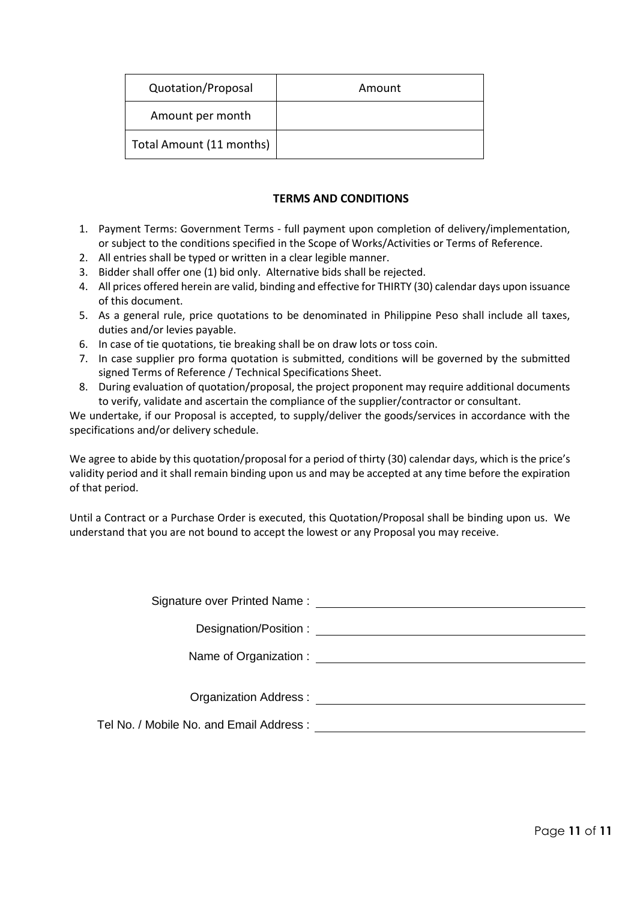| Quotation/Proposal | Amount |
|---|---|
| Amount per month | |
| Total Amount (11 months) | |

**TERMS AND CONDITIONS**

1. Payment Terms: Government Terms - full payment upon completion of delivery/implementation, or subject to the conditions specified in the Scope of Works/Activities or Terms of Reference.
2. All entries shall be typed or written in a clear legible manner.
3. Bidder shall offer one (1) bid only. Alternative bids shall be rejected.
4. All prices offered herein are valid, binding and effective for THIRTY (30) calendar days upon issuance of this document.
5. As a general rule, price quotations to be denominated in Philippine Peso shall include all taxes, duties and/or levies payable.
6. In case of tie quotations, tie breaking shall be on draw lots or toss coin.
7. In case supplier pro forma quotation is submitted, conditions will be governed by the submitted signed Terms of Reference / Technical Specifications Sheet.
8. During evaluation of quotation/proposal, the project proponent may require additional documents to verify, validate and ascertain the compliance of the supplier/contractor or consultant.

We undertake, if our Proposal is accepted, to supply/deliver the goods/services in accordance with the specifications and/or delivery schedule.

We agree to abide by this quotation/proposal for a period of thirty (30) calendar days, which is the price's validity period and it shall remain binding upon us and may be accepted at any time before the expiration of that period.

Until a Contract or a Purchase Order is executed, this Quotation/Proposal shall be binding upon us. We understand that you are not bound to accept the lowest or any Proposal you may receive.

Signature over Printed Name : ______________________________

Designation/Position : ______________________________

Name of Organization : ______________________________

Organization Address : ______________________________

Tel No. / Mobile No. and Email Address : ______________________________